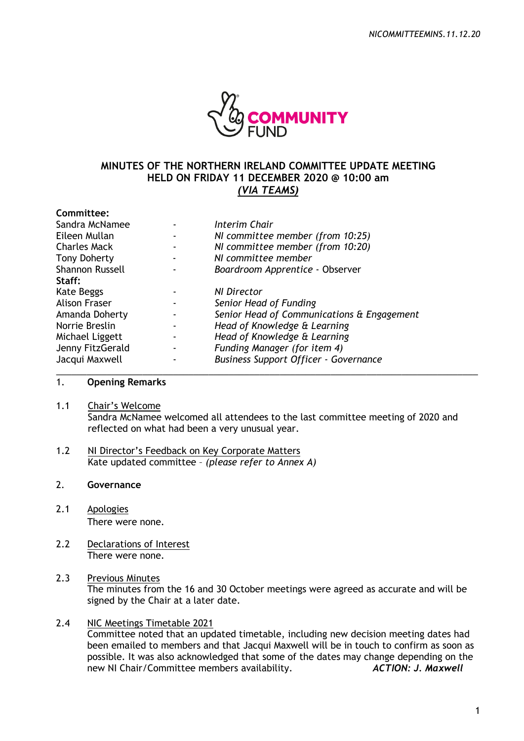# MINUTES OF THE NORTHERN IRELAND COMMITTEE UPDATE MEETING HELD ON FRIDAY 11 DECEMBER 2020 @ 10:00 am *(VIA TEAMS)*

**Committee:**

| | | |
|---|---|---|
| Sandra McNamee | - | *Interim Chair* |
| Eileen Mullan | - | *NI committee member (from 10:25)* |
| Charles Mack | - | *NI committee member (from 10:20)* |
| Tony Doherty | - | *NI committee member* |
| Shannon Russell | - | *Boardroom Apprentice* - Observer |
| **Staff:** | | |
| Kate Beggs | - | *NI Director* |
| Alison Fraser | - | *Senior Head of Funding* |
| Amanda Doherty | - | *Senior Head of Communications & Engagement* |
| Norrie Breslin | - | *Head of Knowledge & Learning* |
| Michael Liggett | - | *Head of Knowledge & Learning* |
| Jenny FitzGerald | - | *Funding Manager (for item 4)* |
| Jacqui Maxwell | - | *Business Support Officer - Governance* |

## 1. Opening Remarks

1.1 Chair's Welcome
Sandra McNamee welcomed all attendees to the last committee meeting of 2020 and reflected on what had been a very unusual year.

1.2 NI Director's Feedback on Key Corporate Matters
Kate updated committee – *(please refer to Annex A)*

## 2. Governance

2.1 Apologies
There were none.

2.2 Declarations of Interest
There were none.

2.3 Previous Minutes
The minutes from the 16 and 30 October meetings were agreed as accurate and will be signed by the Chair at a later date.

2.4 NIC Meetings Timetable 2021
Committee noted that an updated timetable, including new decision meeting dates had been emailed to members and that Jacqui Maxwell will be in touch to confirm as soon as possible. It was also acknowledged that some of the dates may change depending on the new NI Chair/Committee members availability. ***ACTION: J. Maxwell***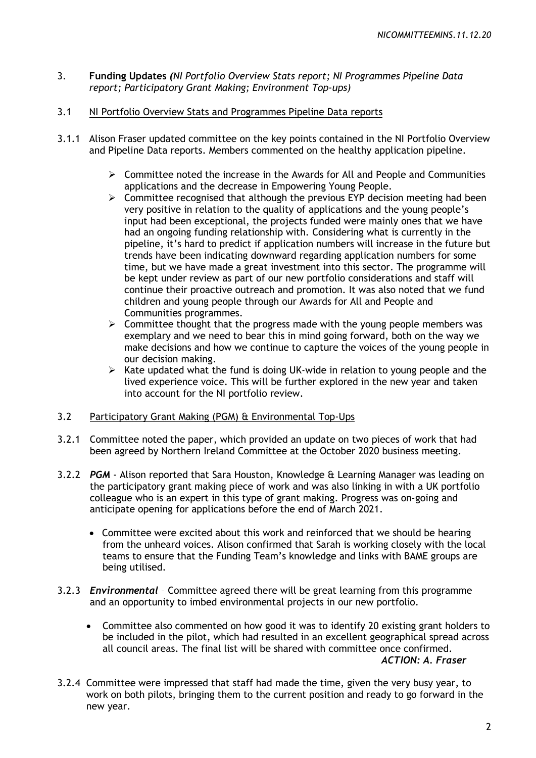3. **Funding Updates** *(NI Portfolio Overview Stats report; NI Programmes Pipeline Data report; Participatory Grant Making; Environment Top-ups)*

3.1 NI Portfolio Overview Stats and Programmes Pipeline Data reports

3.1.1 Alison Fraser updated committee on the key points contained in the NI Portfolio Overview and Pipeline Data reports. Members commented on the healthy application pipeline.

- Committee noted the increase in the Awards for All and People and Communities applications and the decrease in Empowering Young People.
- Committee recognised that although the previous EYP decision meeting had been very positive in relation to the quality of applications and the young people's input had been exceptional, the projects funded were mainly ones that we have had an ongoing funding relationship with. Considering what is currently in the pipeline, it's hard to predict if application numbers will increase in the future but trends have been indicating downward regarding application numbers for some time, but we have made a great investment into this sector. The programme will be kept under review as part of our new portfolio considerations and staff will continue their proactive outreach and promotion. It was also noted that we fund children and young people through our Awards for All and People and Communities programmes.
- Committee thought that the progress made with the young people members was exemplary and we need to bear this in mind going forward, both on the way we make decisions and how we continue to capture the voices of the young people in our decision making.
- Kate updated what the fund is doing UK-wide in relation to young people and the lived experience voice. This will be further explored in the new year and taken into account for the NI portfolio review.

3.2 Participatory Grant Making (PGM) & Environmental Top-Ups

3.2.1 Committee noted the paper, which provided an update on two pieces of work that had been agreed by Northern Ireland Committee at the October 2020 business meeting.

3.2.2 ***PGM*** - Alison reported that Sara Houston, Knowledge & Learning Manager was leading on the participatory grant making piece of work and was also linking in with a UK portfolio colleague who is an expert in this type of grant making. Progress was on-going and anticipate opening for applications before the end of March 2021.

- Committee were excited about this work and reinforced that we should be hearing from the unheard voices. Alison confirmed that Sarah is working closely with the local teams to ensure that the Funding Team's knowledge and links with BAME groups are being utilised.

3.2.3 ***Environmental*** – Committee agreed there will be great learning from this programme and an opportunity to imbed environmental projects in our new portfolio.

- Committee also commented on how good it was to identify 20 existing grant holders to be included in the pilot, which had resulted in an excellent geographical spread across all council areas. The final list will be shared with committee once confirmed.

***ACTION: A. Fraser***

3.2.4 Committee were impressed that staff had made the time, given the very busy year, to work on both pilots, bringing them to the current position and ready to go forward in the new year.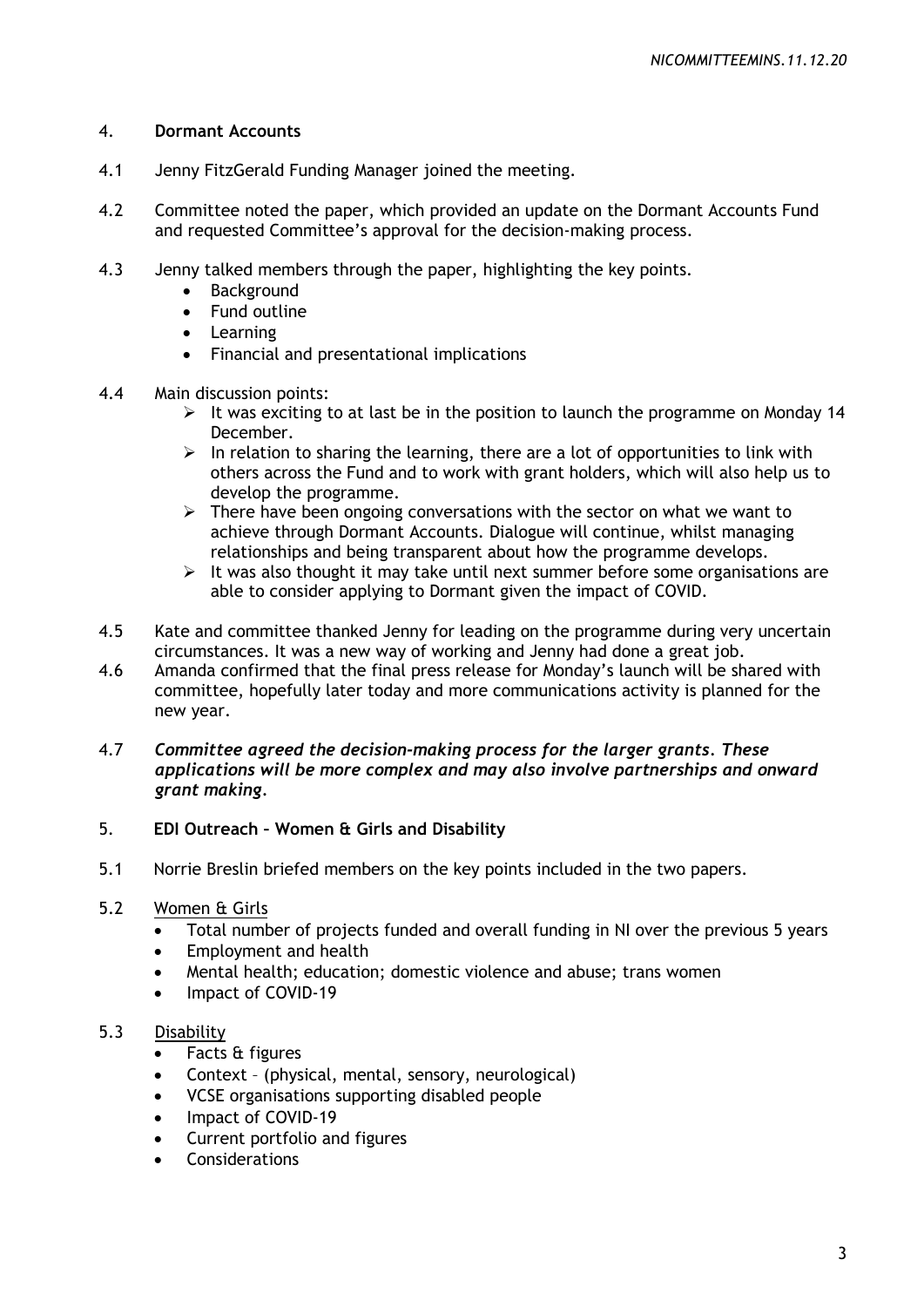## 4. **Dormant Accounts**

4.1 Jenny FitzGerald Funding Manager joined the meeting.

4.2 Committee noted the paper, which provided an update on the Dormant Accounts Fund and requested Committee's approval for the decision-making process.

4.3 Jenny talked members through the paper, highlighting the key points.

- Background
- Fund outline
- Learning
- Financial and presentational implications

4.4 Main discussion points:

- It was exciting to at last be in the position to launch the programme on Monday 14 December.
- In relation to sharing the learning, there are a lot of opportunities to link with others across the Fund and to work with grant holders, which will also help us to develop the programme.
- There have been ongoing conversations with the sector on what we want to achieve through Dormant Accounts. Dialogue will continue, whilst managing relationships and being transparent about how the programme develops.
- It was also thought it may take until next summer before some organisations are able to consider applying to Dormant given the impact of COVID.

4.5 Kate and committee thanked Jenny for leading on the programme during very uncertain circumstances. It was a new way of working and Jenny had done a great job.

4.6 Amanda confirmed that the final press release for Monday's launch will be shared with committee, hopefully later today and more communications activity is planned for the new year.

4.7 ***Committee agreed the decision-making process for the larger grants. These applications will be more complex and may also involve partnerships and onward grant making.***

## 5. **EDI Outreach – Women & Girls and Disability**

5.1 Norrie Breslin briefed members on the key points included in the two papers.

5.2 <u>Women & Girls</u>

- Total number of projects funded and overall funding in NI over the previous 5 years
- Employment and health
- Mental health; education; domestic violence and abuse; trans women
- Impact of COVID-19

5.3 <u>Disability</u>

- Facts & figures
- Context – (physical, mental, sensory, neurological)
- VCSE organisations supporting disabled people
- Impact of COVID-19
- Current portfolio and figures
- Considerations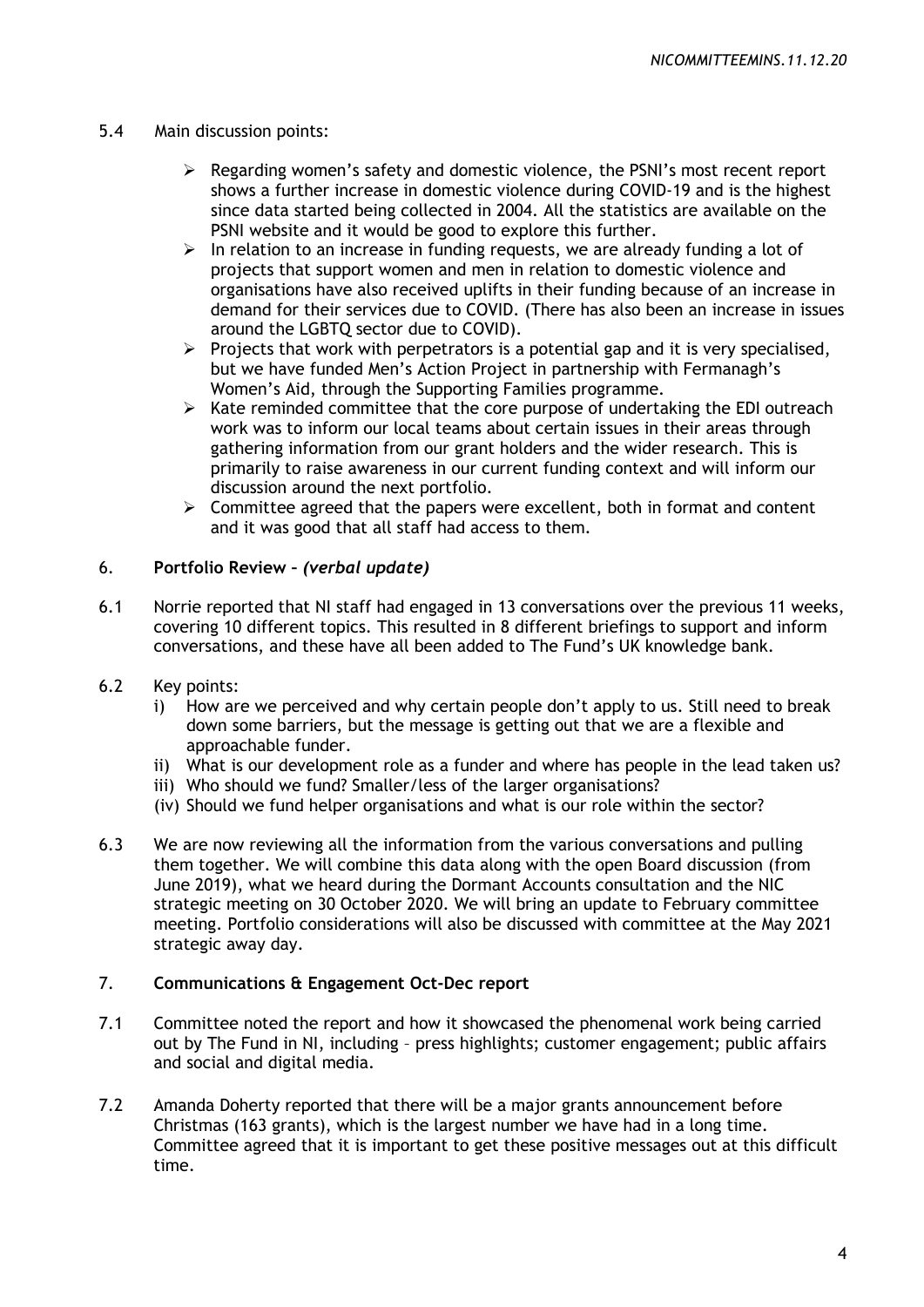5.4 Main discussion points:

- Regarding women's safety and domestic violence, the PSNI's most recent report shows a further increase in domestic violence during COVID-19 and is the highest since data started being collected in 2004. All the statistics are available on the PSNI website and it would be good to explore this further.
- In relation to an increase in funding requests, we are already funding a lot of projects that support women and men in relation to domestic violence and organisations have also received uplifts in their funding because of an increase in demand for their services due to COVID. (There has also been an increase in issues around the LGBTQ sector due to COVID).
- Projects that work with perpetrators is a potential gap and it is very specialised, but we have funded Men's Action Project in partnership with Fermanagh's Women's Aid, through the Supporting Families programme.
- Kate reminded committee that the core purpose of undertaking the EDI outreach work was to inform our local teams about certain issues in their areas through gathering information from our grant holders and the wider research. This is primarily to raise awareness in our current funding context and will inform our discussion around the next portfolio.
- Committee agreed that the papers were excellent, both in format and content and it was good that all staff had access to them.

## 6. **Portfolio Review –** ***(verbal update)***

6.1 Norrie reported that NI staff had engaged in 13 conversations over the previous 11 weeks, covering 10 different topics. This resulted in 8 different briefings to support and inform conversations, and these have all been added to The Fund's UK knowledge bank.

6.2 Key points:

i) How are we perceived and why certain people don't apply to us. Still need to break down some barriers, but the message is getting out that we are a flexible and approachable funder.

ii) What is our development role as a funder and where has people in the lead taken us?

iii) Who should we fund? Smaller/less of the larger organisations?

(iv) Should we fund helper organisations and what is our role within the sector?

6.3 We are now reviewing all the information from the various conversations and pulling them together. We will combine this data along with the open Board discussion (from June 2019), what we heard during the Dormant Accounts consultation and the NIC strategic meeting on 30 October 2020. We will bring an update to February committee meeting. Portfolio considerations will also be discussed with committee at the May 2021 strategic away day.

## 7. **Communications & Engagement Oct-Dec report**

7.1 Committee noted the report and how it showcased the phenomenal work being carried out by The Fund in NI, including – press highlights; customer engagement; public affairs and social and digital media.

7.2 Amanda Doherty reported that there will be a major grants announcement before Christmas (163 grants), which is the largest number we have had in a long time. Committee agreed that it is important to get these positive messages out at this difficult time.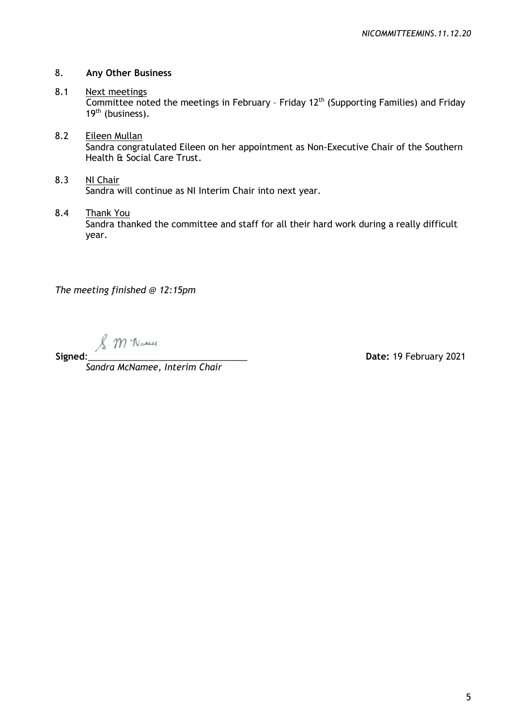## 8. Any Other Business

8.1 Next meetings

Committee noted the meetings in February – Friday 12th (Supporting Families) and Friday 19th (business).

8.2 Eileen Mullan

Sandra congratulated Eileen on her appointment as Non-Executive Chair of the Southern Health & Social Care Trust.

8.3 NI Chair

Sandra will continue as NI Interim Chair into next year.

8.4 Thank You

Sandra thanked the committee and staff for all their hard work during a really difficult year.

*The meeting finished @ 12:15pm*

**Signed**:\_\_\_\_\_\_\_\_\_\_\_\_\_\_\_\_\_\_\_\_\_\_\_\_\_\_\_\_\_\_\_\_ **Date:** 19 February 2021

*Sandra McNamee, Interim Chair*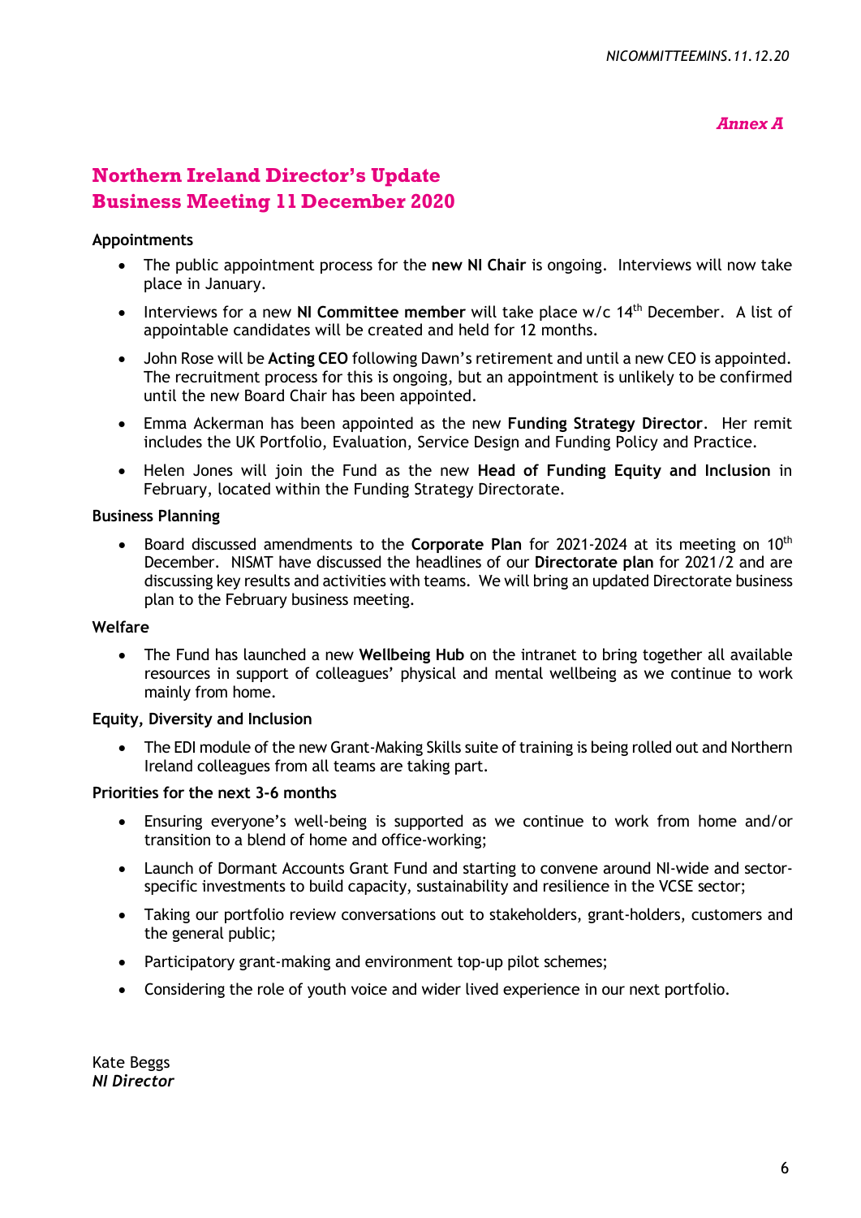*Annex A*

# Northern Ireland Director's Update
# Business Meeting 11 December 2020

**Appointments**

- The public appointment process for the **new NI Chair** is ongoing. Interviews will now take place in January.
- Interviews for a new **NI Committee member** will take place w/c 14th December. A list of appointable candidates will be created and held for 12 months.
- John Rose will be **Acting CEO** following Dawn's retirement and until a new CEO is appointed. The recruitment process for this is ongoing, but an appointment is unlikely to be confirmed until the new Board Chair has been appointed.
- Emma Ackerman has been appointed as the new **Funding Strategy Director**. Her remit includes the UK Portfolio, Evaluation, Service Design and Funding Policy and Practice.
- Helen Jones will join the Fund as the new **Head of Funding Equity and Inclusion** in February, located within the Funding Strategy Directorate.

**Business Planning**

- Board discussed amendments to the **Corporate Plan** for 2021-2024 at its meeting on 10th December. NISMT have discussed the headlines of our **Directorate plan** for 2021/2 and are discussing key results and activities with teams. We will bring an updated Directorate business plan to the February business meeting.

**Welfare**

- The Fund has launched a new **Wellbeing Hub** on the intranet to bring together all available resources in support of colleagues' physical and mental wellbeing as we continue to work mainly from home.

**Equity, Diversity and Inclusion**

- The EDI module of the new Grant-Making Skills suite of training is being rolled out and Northern Ireland colleagues from all teams are taking part.

**Priorities for the next 3-6 months**

- Ensuring everyone's well-being is supported as we continue to work from home and/or transition to a blend of home and office-working;
- Launch of Dormant Accounts Grant Fund and starting to convene around NI-wide and sector-specific investments to build capacity, sustainability and resilience in the VCSE sector;
- Taking our portfolio review conversations out to stakeholders, grant-holders, customers and the general public;
- Participatory grant-making and environment top-up pilot schemes;
- Considering the role of youth voice and wider lived experience in our next portfolio.

Kate Beggs
***NI Director***